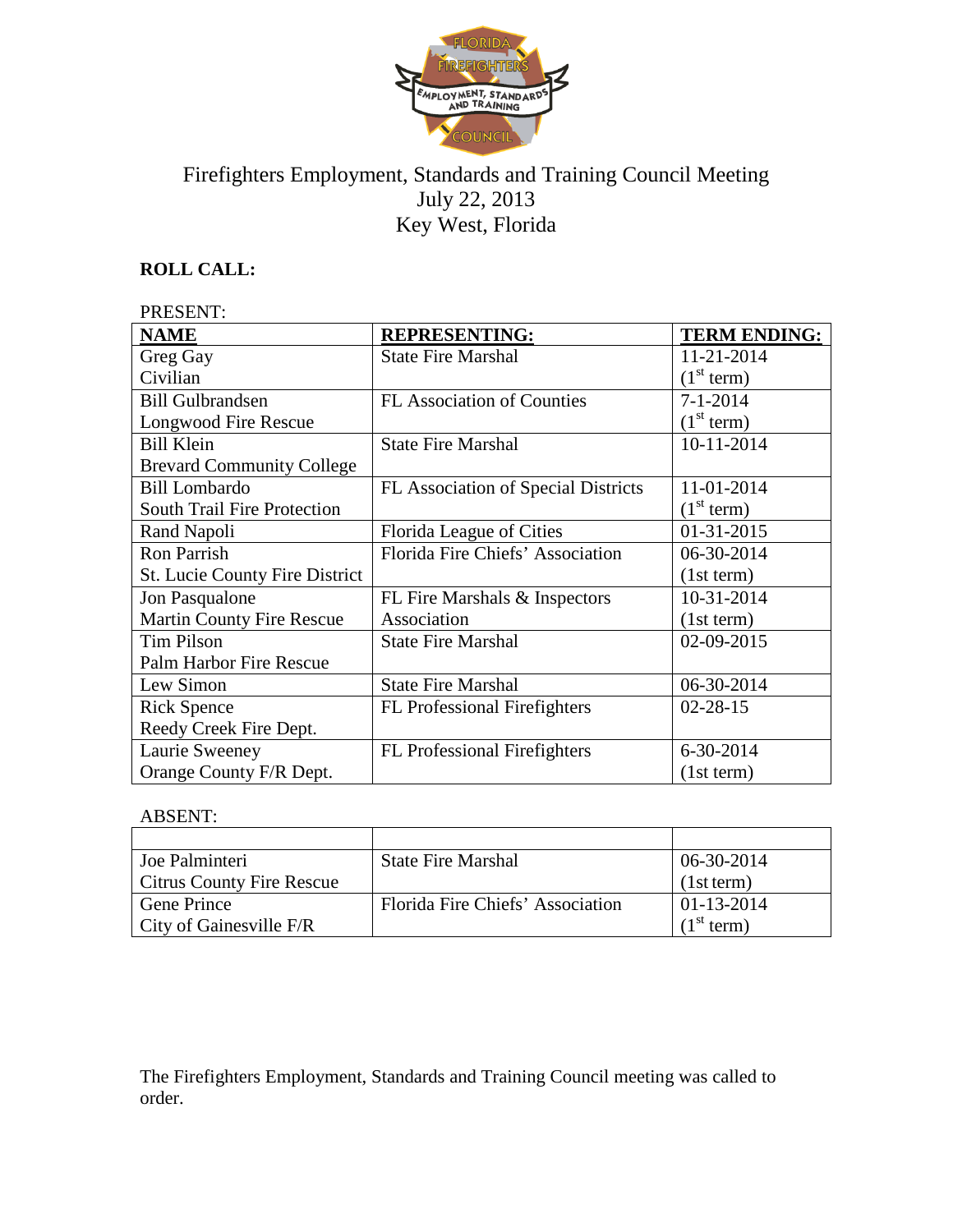# Firefighters Employment, Standards and Training Council Meeting
## July 22, 2013
## Key West, Florida

**ROLL CALL:**

PRESENT:

| NAME | REPRESENTING: | TERM ENDING: |
|---|---|---|
| Greg Gay<br>Civilian | State Fire Marshal | 11-21-2014<br>(1st term) |
| Bill Gulbrandsen<br>Longwood Fire Rescue | FL Association of Counties | 7-1-2014<br>(1st term) |
| Bill Klein<br>Brevard Community College | State Fire Marshal | 10-11-2014 |
| Bill Lombardo<br>South Trail Fire Protection | FL Association of Special Districts | 11-01-2014<br>(1st term) |
| Rand Napoli | Florida League of Cities | 01-31-2015 |
| Ron Parrish<br>St. Lucie County Fire District | Florida Fire Chiefs' Association | 06-30-2014<br>(1st term) |
| Jon Pasqualone<br>Martin County Fire Rescue | FL Fire Marshals & Inspectors Association | 10-31-2014<br>(1st term) |
| Tim Pilson<br>Palm Harbor Fire Rescue | State Fire Marshal | 02-09-2015 |
| Lew Simon | State Fire Marshal | 06-30-2014 |
| Rick Spence<br>Reedy Creek Fire Dept. | FL Professional Firefighters | 02-28-15 |
| Laurie Sweeney<br>Orange County F/R Dept. | FL Professional Firefighters | 6-30-2014<br>(1st term) |

ABSENT:

| | | |
|---|---|---|
| Joe Palminteri<br>Citrus County Fire Rescue | State Fire Marshal | 06-30-2014<br>(1st term) |
| Gene Prince<br>City of Gainesville F/R | Florida Fire Chiefs' Association | 01-13-2014<br>(1st term) |

The Firefighters Employment, Standards and Training Council meeting was called to order.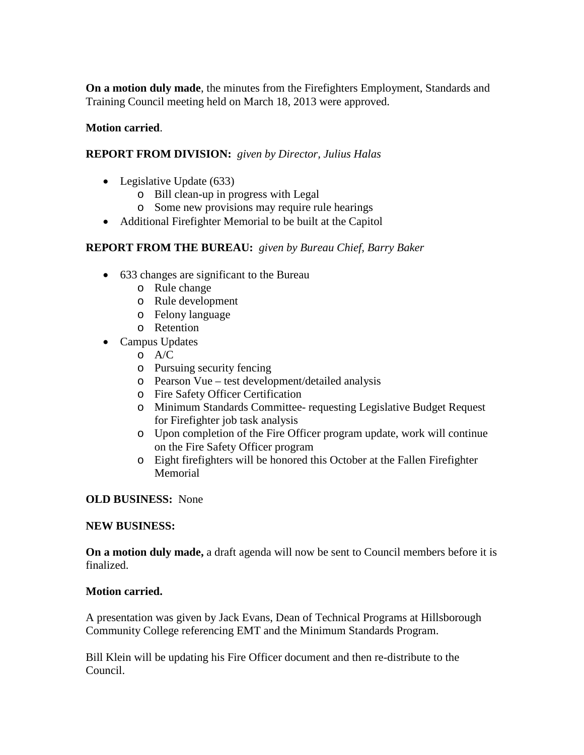**On a motion duly made**, the minutes from the Firefighters Employment, Standards and Training Council meeting held on March 18, 2013 were approved.

**Motion carried**.

**REPORT FROM DIVISION:** *given by Director, Julius Halas*

- Legislative Update (633)
  - Bill clean-up in progress with Legal
  - Some new provisions may require rule hearings
- Additional Firefighter Memorial to be built at the Capitol

**REPORT FROM THE BUREAU:** *given by Bureau Chief, Barry Baker*

- 633 changes are significant to the Bureau
  - Rule change
  - Rule development
  - Felony language
  - Retention
- Campus Updates
  - A/C
  - Pursuing security fencing
  - Pearson Vue – test development/detailed analysis
  - Fire Safety Officer Certification
  - Minimum Standards Committee- requesting Legislative Budget Request for Firefighter job task analysis
  - Upon completion of the Fire Officer program update, work will continue on the Fire Safety Officer program
  - Eight firefighters will be honored this October at the Fallen Firefighter Memorial

**OLD BUSINESS:** None

**NEW BUSINESS:**

**On a motion duly made,** a draft agenda will now be sent to Council members before it is finalized.

**Motion carried.**

A presentation was given by Jack Evans, Dean of Technical Programs at Hillsborough Community College referencing EMT and the Minimum Standards Program.

Bill Klein will be updating his Fire Officer document and then re-distribute to the Council.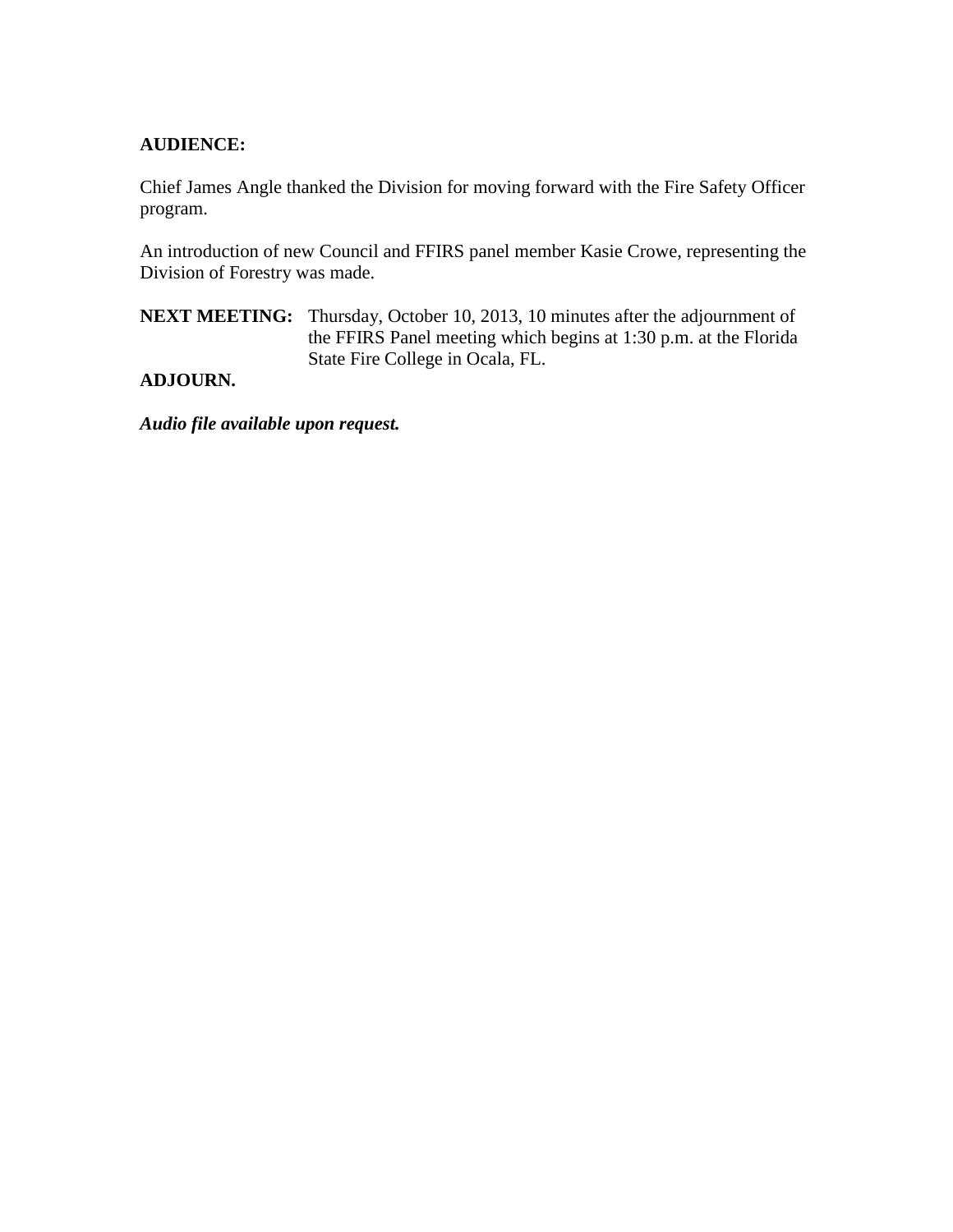**AUDIENCE:**

Chief James Angle thanked the Division for moving forward with the Fire Safety Officer program.

An introduction of new Council and FFIRS panel member Kasie Crowe, representing the Division of Forestry was made.

**NEXT MEETING:** Thursday, October 10, 2013, 10 minutes after the adjournment of the FFIRS Panel meeting which begins at 1:30 p.m. at the Florida State Fire College in Ocala, FL.

**ADJOURN.**

***Audio file available upon request.***